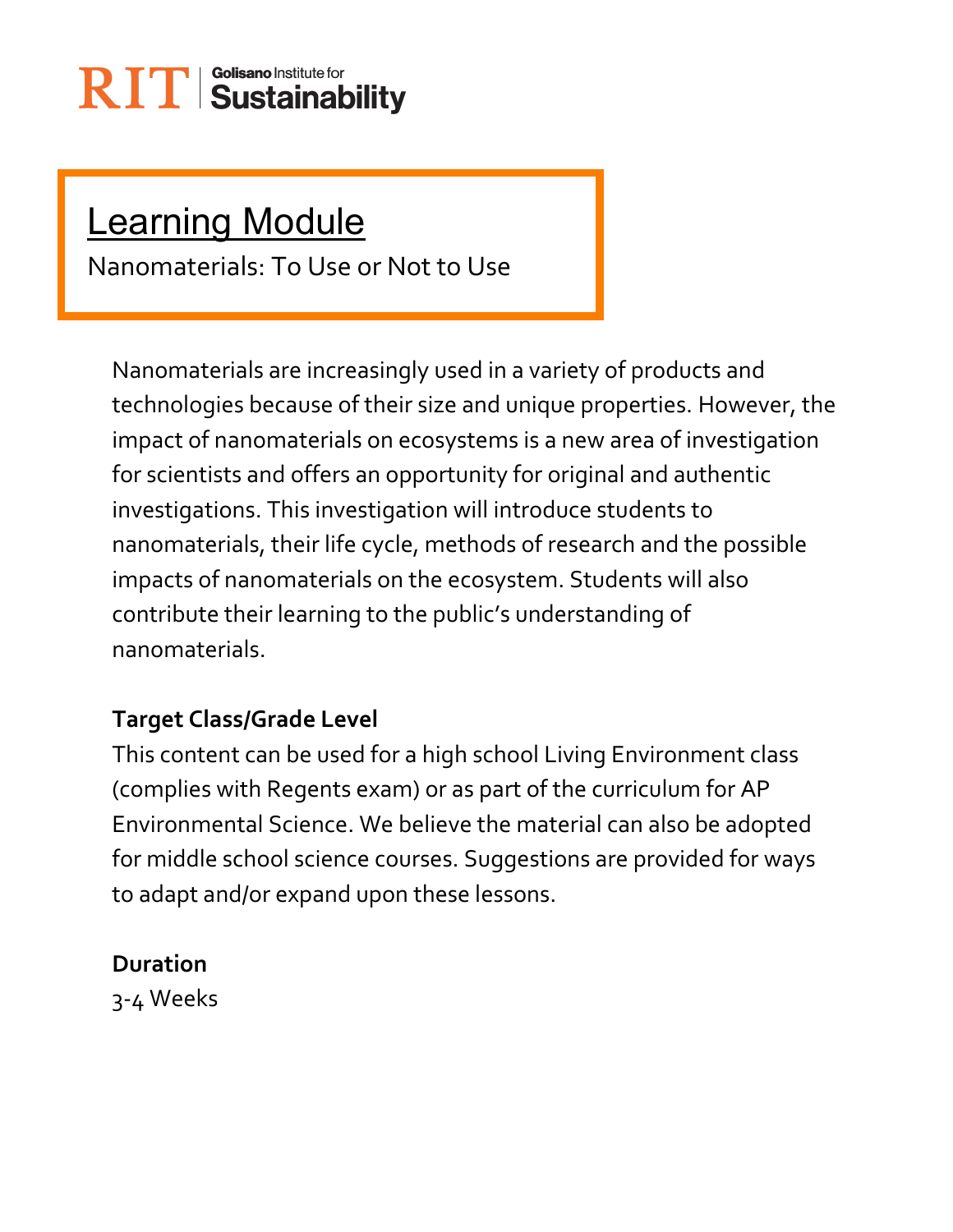RIT | Golisano Institute for Sustainability

# Learning Module

Nanomaterials: To Use or Not to Use

Nanomaterials are increasingly used in a variety of products and technologies because of their size and unique properties. However, the impact of nanomaterials on ecosystems is a new area of investigation for scientists and offers an opportunity for original and authentic investigations. This investigation will introduce students to nanomaterials, their life cycle, methods of research and the possible impacts of nanomaterials on the ecosystem. Students will also contribute their learning to the public's understanding of nanomaterials.

**Target Class/Grade Level**

This content can be used for a high school Living Environment class (complies with Regents exam) or as part of the curriculum for AP Environmental Science. We believe the material can also be adopted for middle school science courses. Suggestions are provided for ways to adapt and/or expand upon these lessons.

**Duration**

3-4 Weeks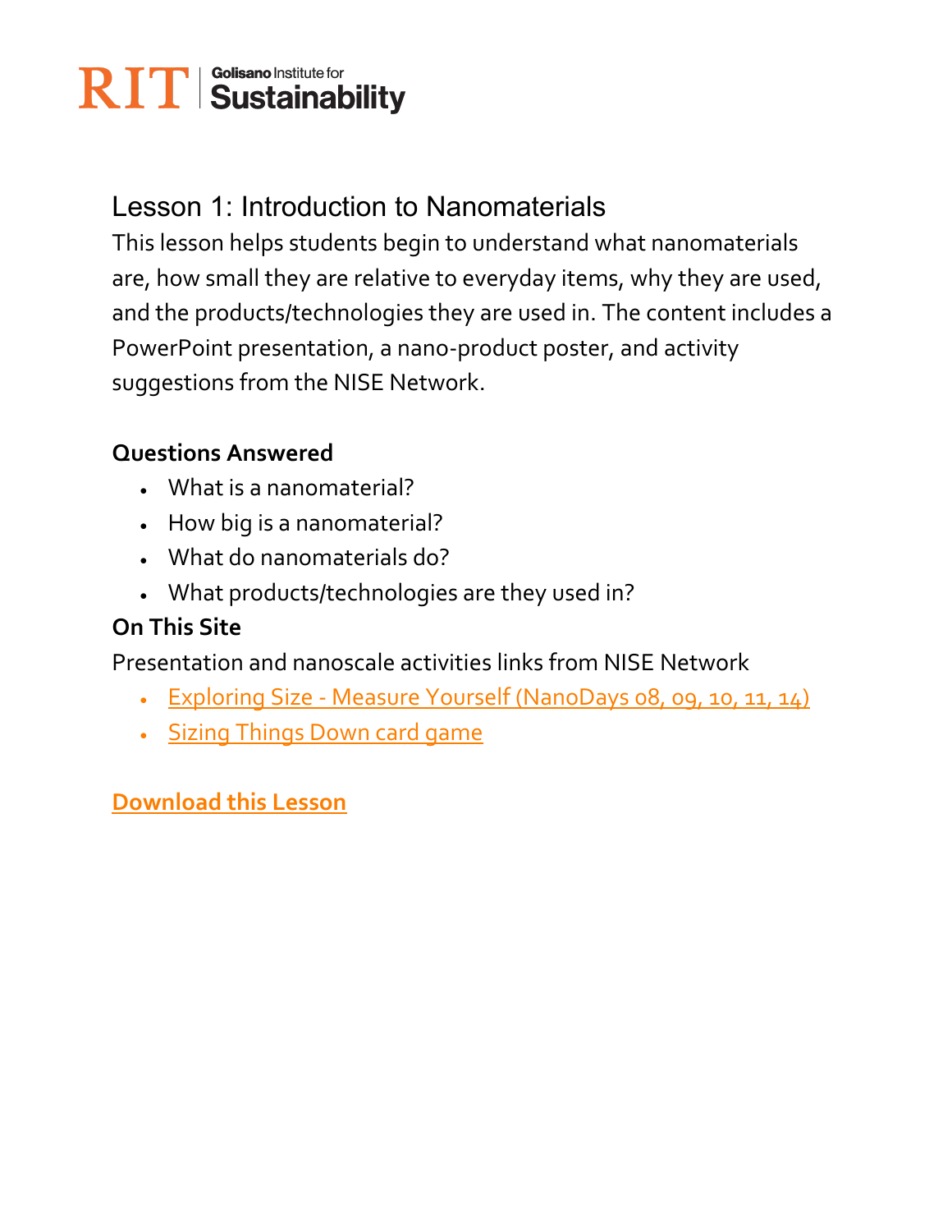RIT | Golisano Institute for Sustainability

## Lesson 1: Introduction to Nanomaterials

This lesson helps students begin to understand what nanomaterials are, how small they are relative to everyday items, why they are used, and the products/technologies they are used in. The content includes a PowerPoint presentation, a nano-product poster, and activity suggestions from the NISE Network.

**Questions Answered**

- What is a nanomaterial?
- How big is a nanomaterial?
- What do nanomaterials do?
- What products/technologies are they used in?

**On This Site**

Presentation and nanoscale activities links from NISE Network

- Exploring Size - Measure Yourself (NanoDays 08, 09, 10, 11, 14)
- Sizing Things Down card game

**Download this Lesson**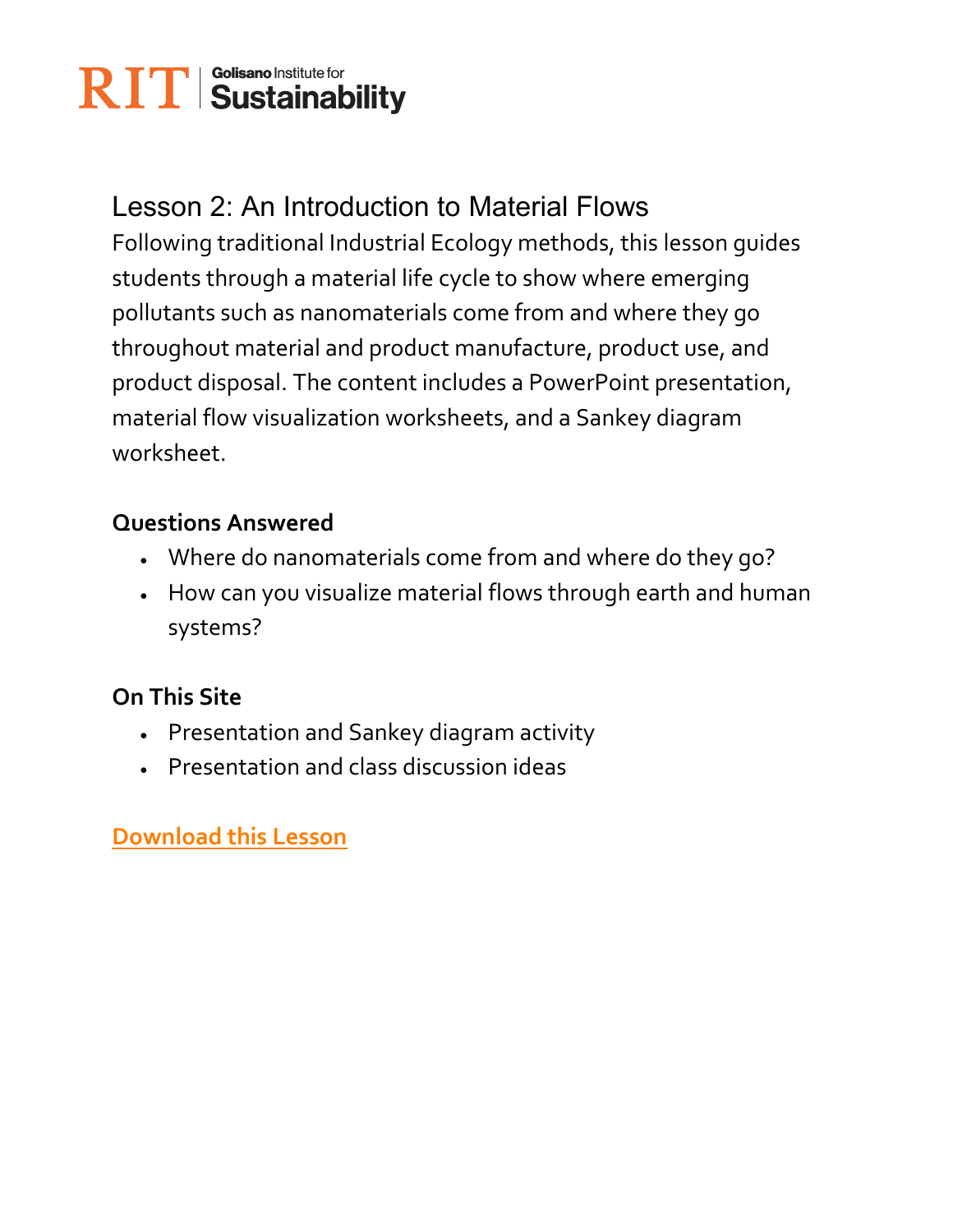RIT | Golisano Institute for Sustainability

# Lesson 2: An Introduction to Material Flows

Following traditional Industrial Ecology methods, this lesson guides students through a material life cycle to show where emerging pollutants such as nanomaterials come from and where they go throughout material and product manufacture, product use, and product disposal. The content includes a PowerPoint presentation, material flow visualization worksheets, and a Sankey diagram worksheet.

**Questions Answered**

- Where do nanomaterials come from and where do they go?
- How can you visualize material flows through earth and human systems?

**On This Site**

- Presentation and Sankey diagram activity
- Presentation and class discussion ideas

**Download this Lesson**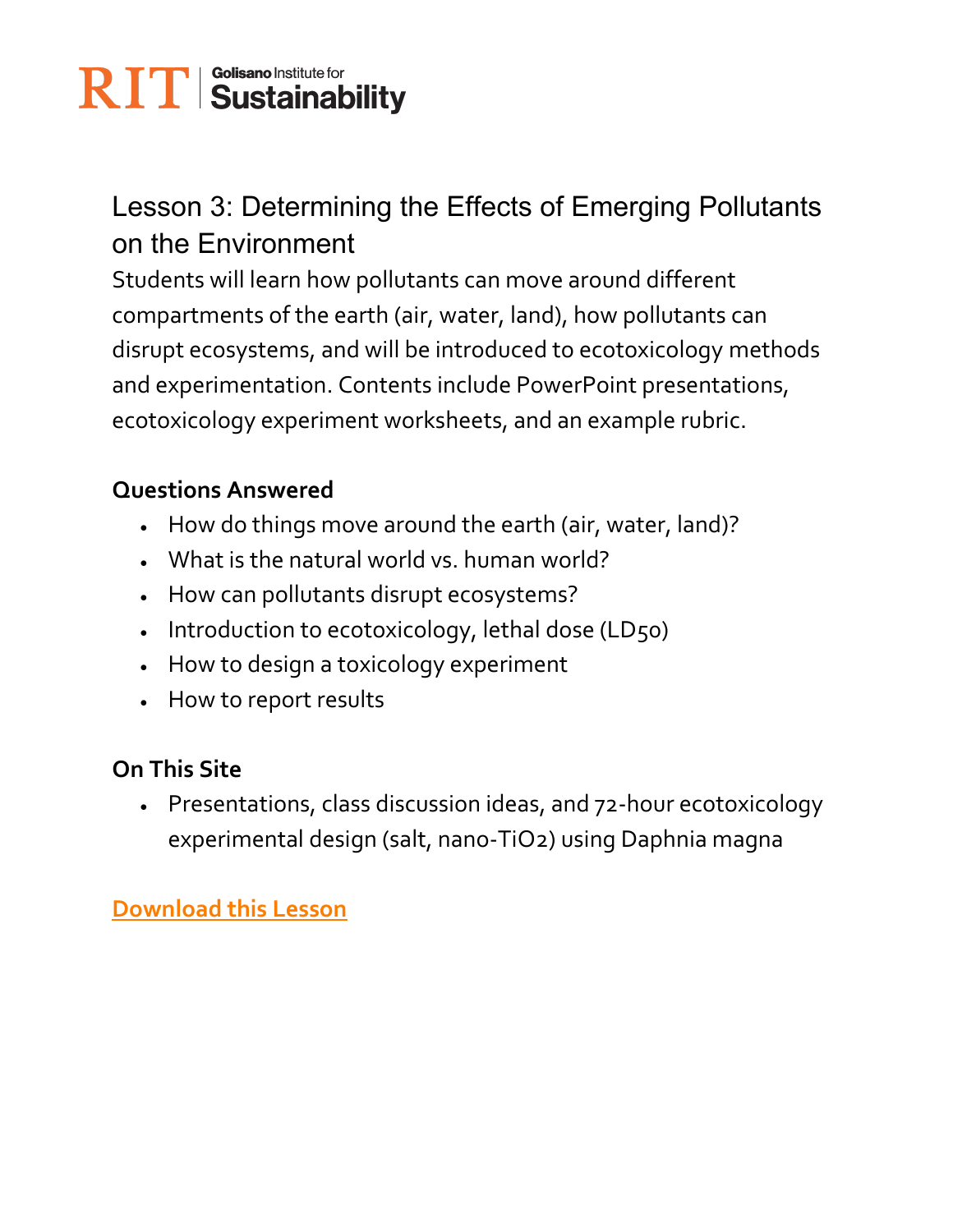RIT | Golisano Institute for Sustainability

# Lesson 3: Determining the Effects of Emerging Pollutants on the Environment

Students will learn how pollutants can move around different compartments of the earth (air, water, land), how pollutants can disrupt ecosystems, and will be introduced to ecotoxicology methods and experimentation. Contents include PowerPoint presentations, ecotoxicology experiment worksheets, and an example rubric.

**Questions Answered**

- How do things move around the earth (air, water, land)?
- What is the natural world vs. human world?
- How can pollutants disrupt ecosystems?
- Introduction to ecotoxicology, lethal dose ($LD_{50}$)
- How to design a toxicology experiment
- How to report results

**On This Site**

- Presentations, class discussion ideas, and 72-hour ecotoxicology experimental design (salt, nano-$TiO_2$) using Daphnia magna

**Download this Lesson**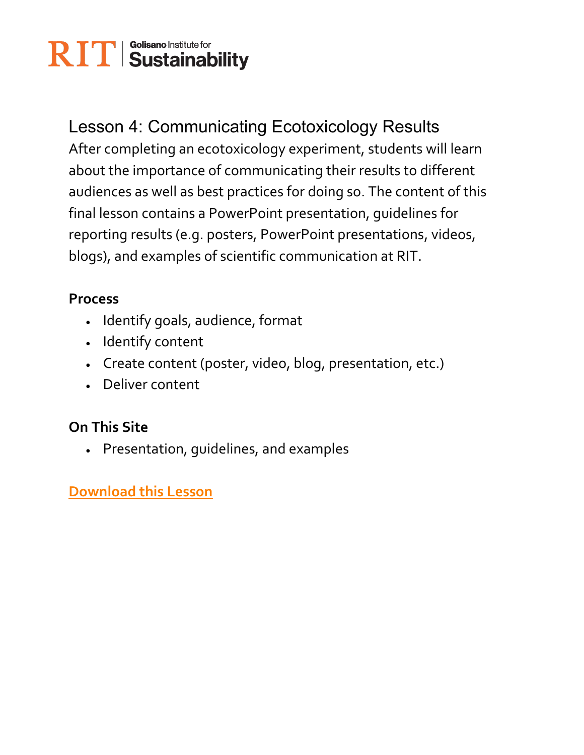RIT | Golisano Institute for Sustainability

# Lesson 4: Communicating Ecotoxicology Results

After completing an ecotoxicology experiment, students will learn about the importance of communicating their results to different audiences as well as best practices for doing so. The content of this final lesson contains a PowerPoint presentation, guidelines for reporting results (e.g. posters, PowerPoint presentations, videos, blogs), and examples of scientific communication at RIT.

**Process**

- Identify goals, audience, format
- Identify content
- Create content (poster, video, blog, presentation, etc.)
- Deliver content

**On This Site**

- Presentation, guidelines, and examples

**Download this Lesson**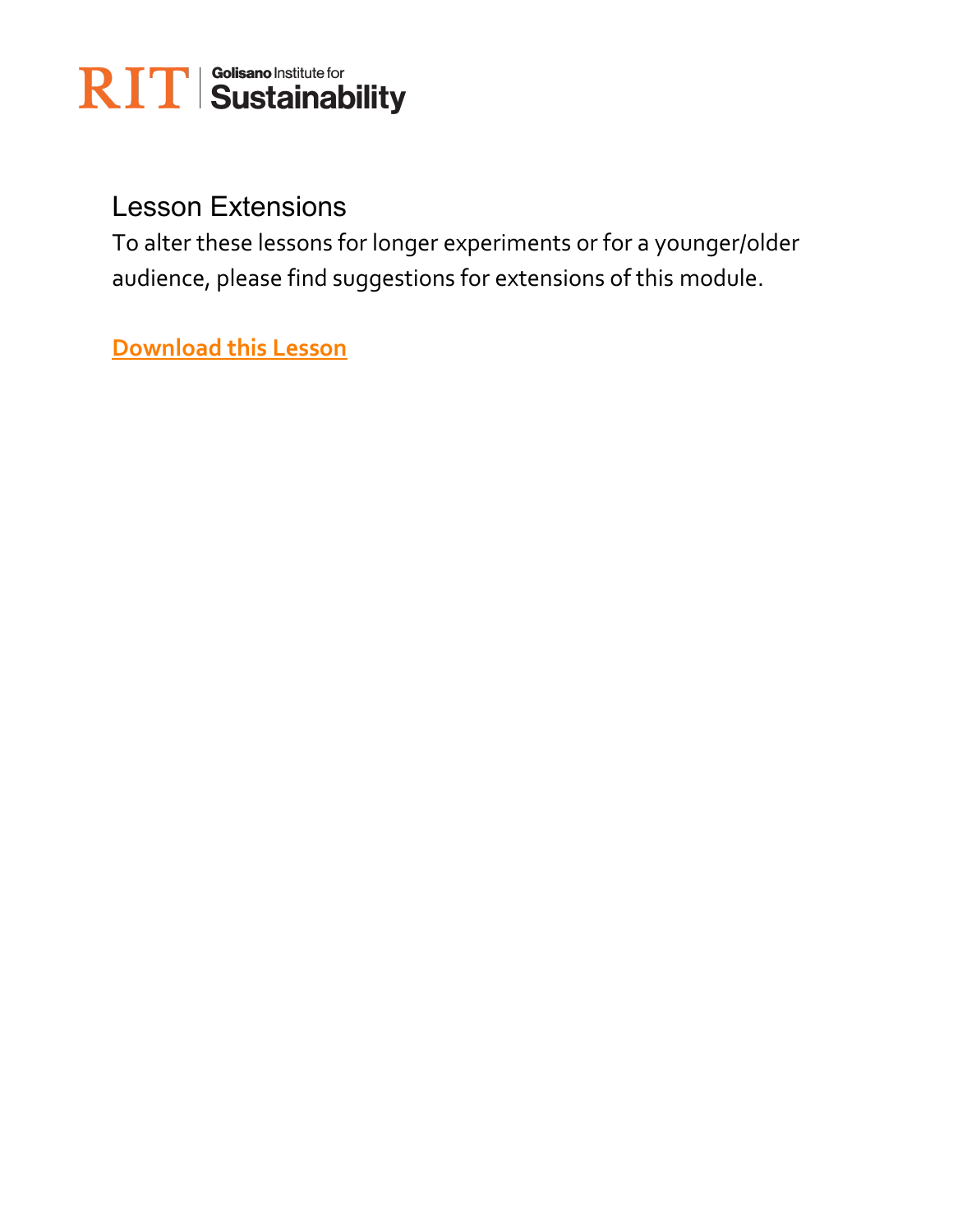RIT | Golisano Institute for Sustainability

## Lesson Extensions

To alter these lessons for longer experiments or for a younger/older audience, please find suggestions for extensions of this module.

**Download this Lesson**